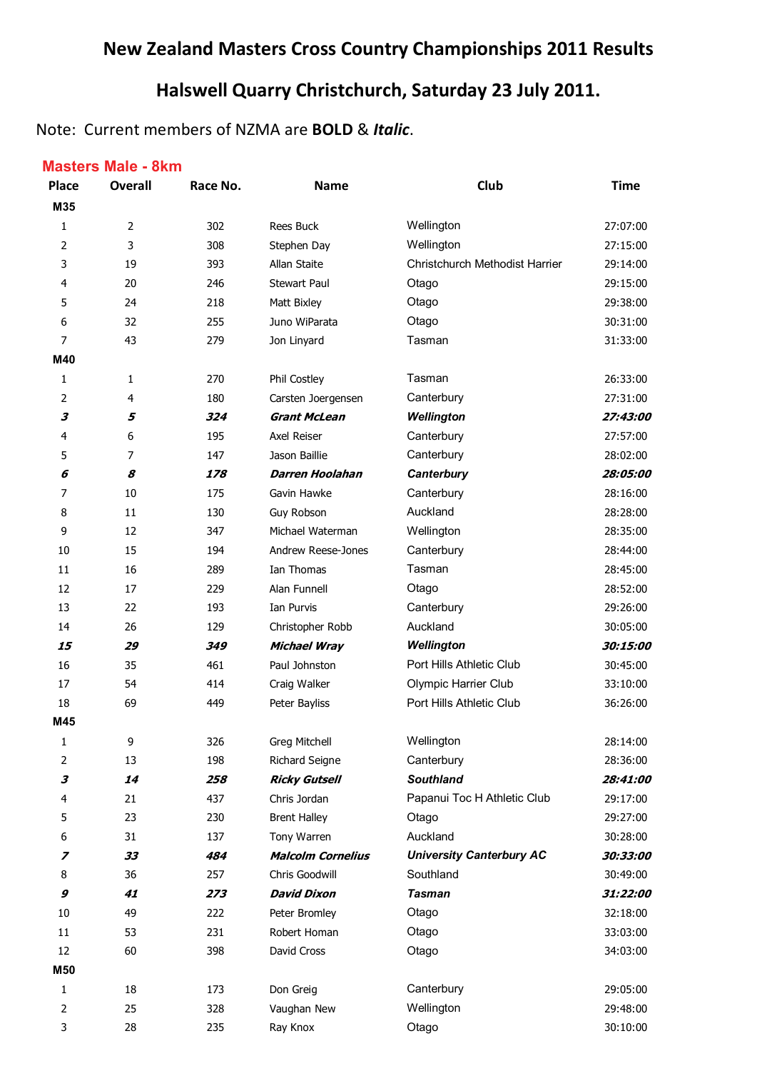# New Zealand Masters Cross Country Championships 2011 Results

# Halswell Quarry Christchurch, Saturday 23 July 2011.

Note: Current members of NZMA are **BOLD** & *Italic*.

## Masters Male - 8km

| Place | Overall | Race No. | Name | Club | Time |
|---|---|---|---|---|---|
| **M35** | | | | | |
| 1 | 2 | 302 | Rees Buck | Wellington | 27:07:00 |
| 2 | 3 | 308 | Stephen Day | Wellington | 27:15:00 |
| 3 | 19 | 393 | Allan Staite | Christchurch Methodist Harrier | 29:14:00 |
| 4 | 20 | 246 | Stewart Paul | Otago | 29:15:00 |
| 5 | 24 | 218 | Matt Bixley | Otago | 29:38:00 |
| 6 | 32 | 255 | Juno WiParata | Otago | 30:31:00 |
| 7 | 43 | 279 | Jon Linyard | Tasman | 31:33:00 |
| **M40** | | | | | |
| 1 | 1 | 270 | Phil Costley | Tasman | 26:33:00 |
| 2 | 4 | 180 | Carsten Joergensen | Canterbury | 27:31:00 |
| ***3*** | ***5*** | ***324*** | ***Grant McLean*** | ***Wellington*** | ***27:43:00*** |
| 4 | 6 | 195 | Axel Reiser | Canterbury | 27:57:00 |
| 5 | 7 | 147 | Jason Baillie | Canterbury | 28:02:00 |
| ***6*** | ***8*** | ***178*** | ***Darren Hoolahan*** | ***Canterbury*** | ***28:05:00*** |
| 7 | 10 | 175 | Gavin Hawke | Canterbury | 28:16:00 |
| 8 | 11 | 130 | Guy Robson | Auckland | 28:28:00 |
| 9 | 12 | 347 | Michael Waterman | Wellington | 28:35:00 |
| 10 | 15 | 194 | Andrew Reese-Jones | Canterbury | 28:44:00 |
| 11 | 16 | 289 | Ian Thomas | Tasman | 28:45:00 |
| 12 | 17 | 229 | Alan Funnell | Otago | 28:52:00 |
| 13 | 22 | 193 | Ian Purvis | Canterbury | 29:26:00 |
| 14 | 26 | 129 | Christopher Robb | Auckland | 30:05:00 |
| ***15*** | ***29*** | ***349*** | ***Michael Wray*** | ***Wellington*** | ***30:15:00*** |
| 16 | 35 | 461 | Paul Johnston | Port Hills Athletic Club | 30:45:00 |
| 17 | 54 | 414 | Craig Walker | Olympic Harrier Club | 33:10:00 |
| 18 | 69 | 449 | Peter Bayliss | Port Hills Athletic Club | 36:26:00 |
| **M45** | | | | | |
| 1 | 9 | 326 | Greg Mitchell | Wellington | 28:14:00 |
| 2 | 13 | 198 | Richard Seigne | Canterbury | 28:36:00 |
| ***3*** | ***14*** | ***258*** | ***Ricky Gutsell*** | ***Southland*** | ***28:41:00*** |
| 4 | 21 | 437 | Chris Jordan | Papanui Toc H Athletic Club | 29:17:00 |
| 5 | 23 | 230 | Brent Halley | Otago | 29:27:00 |
| 6 | 31 | 137 | Tony Warren | Auckland | 30:28:00 |
| ***7*** | ***33*** | ***484*** | ***Malcolm Cornelius*** | ***University Canterbury AC*** | ***30:33:00*** |
| 8 | 36 | 257 | Chris Goodwill | Southland | 30:49:00 |
| ***9*** | ***41*** | ***273*** | ***David Dixon*** | ***Tasman*** | ***31:22:00*** |
| 10 | 49 | 222 | Peter Bromley | Otago | 32:18:00 |
| 11 | 53 | 231 | Robert Homan | Otago | 33:03:00 |
| 12 | 60 | 398 | David Cross | Otago | 34:03:00 |
| **M50** | | | | | |
| 1 | 18 | 173 | Don Greig | Canterbury | 29:05:00 |
| 2 | 25 | 328 | Vaughan New | Wellington | 29:48:00 |
| 3 | 28 | 235 | Ray Knox | Otago | 30:10:00 |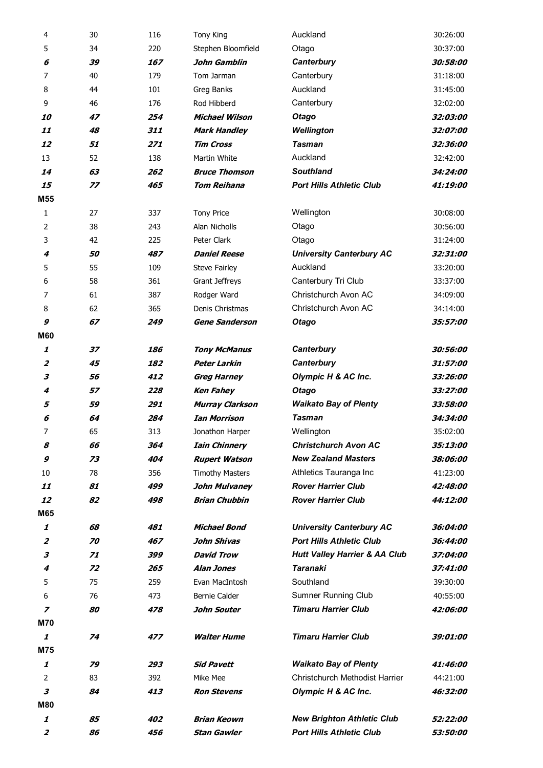| | | | | | |
|---|---|---|---|---|---|
| 4 | 30 | 116 | Tony King | Auckland | 30:26:00 |
| 5 | 34 | 220 | Stephen Bloomfield | Otago | 30:37:00 |
| ***6*** | ***39*** | ***167*** | ***John Gamblin*** | ***Canterbury*** | ***30:58:00*** |
| 7 | 40 | 179 | Tom Jarman | Canterbury | 31:18:00 |
| 8 | 44 | 101 | Greg Banks | Auckland | 31:45:00 |
| 9 | 46 | 176 | Rod Hibberd | Canterbury | 32:02:00 |
| ***10*** | ***47*** | ***254*** | ***Michael Wilson*** | ***Otago*** | ***32:03:00*** |
| ***11*** | ***48*** | ***311*** | ***Mark Handley*** | ***Wellington*** | ***32:07:00*** |
| ***12*** | ***51*** | ***271*** | ***Tim Cross*** | ***Tasman*** | ***32:36:00*** |
| 13 | 52 | 138 | Martin White | Auckland | 32:42:00 |
| ***14*** | ***63*** | ***262*** | ***Bruce Thomson*** | ***Southland*** | ***34:24:00*** |
| ***15*** | ***77*** | ***465*** | ***Tom Reihana*** | ***Port Hills Athletic Club*** | ***41:19:00*** |
| **M55** | | | | | |
| 1 | 27 | 337 | Tony Price | Wellington | 30:08:00 |
| 2 | 38 | 243 | Alan Nicholls | Otago | 30:56:00 |
| 3 | 42 | 225 | Peter Clark | Otago | 31:24:00 |
| ***4*** | ***50*** | ***487*** | ***Daniel Reese*** | ***University Canterbury AC*** | ***32:31:00*** |
| 5 | 55 | 109 | Steve Fairley | Auckland | 33:20:00 |
| 6 | 58 | 361 | Grant Jeffreys | Canterbury Tri Club | 33:37:00 |
| 7 | 61 | 387 | Rodger Ward | Christchurch Avon AC | 34:09:00 |
| 8 | 62 | 365 | Denis Christmas | Christchurch Avon AC | 34:14:00 |
| ***9*** | ***67*** | ***249*** | ***Gene Sanderson*** | ***Otago*** | ***35:57:00*** |
| **M60** | | | | | |
| ***1*** | ***37*** | ***186*** | ***Tony McManus*** | ***Canterbury*** | ***30:56:00*** |
| ***2*** | ***45*** | ***182*** | ***Peter Larkin*** | ***Canterbury*** | ***31:57:00*** |
| ***3*** | ***56*** | ***412*** | ***Greg Harney*** | ***Olympic H & AC Inc.*** | ***33:26:00*** |
| ***4*** | ***57*** | ***228*** | ***Ken Fahey*** | ***Otago*** | ***33:27:00*** |
| ***5*** | ***59*** | ***291*** | ***Murray Clarkson*** | ***Waikato Bay of Plenty*** | ***33:58:00*** |
| ***6*** | ***64*** | ***284*** | ***Ian Morrison*** | ***Tasman*** | ***34:34:00*** |
| 7 | 65 | 313 | Jonathon Harper | Wellington | 35:02:00 |
| ***8*** | ***66*** | ***364*** | ***Iain Chinnery*** | ***Christchurch Avon AC*** | ***35:13:00*** |
| ***9*** | ***73*** | ***404*** | ***Rupert Watson*** | ***New Zealand Masters*** | ***38:06:00*** |
| 10 | 78 | 356 | Timothy Masters | Athletics Tauranga Inc | 41:23:00 |
| ***11*** | ***81*** | ***499*** | ***John Mulvaney*** | ***Rover Harrier Club*** | ***42:48:00*** |
| ***12*** | ***82*** | ***498*** | ***Brian Chubbin*** | ***Rover Harrier Club*** | ***44:12:00*** |
| **M65** | | | | | |
| ***1*** | ***68*** | ***481*** | ***Michael Bond*** | ***University Canterbury AC*** | ***36:04:00*** |
| ***2*** | ***70*** | ***467*** | ***John Shivas*** | ***Port Hills Athletic Club*** | ***36:44:00*** |
| ***3*** | ***71*** | ***399*** | ***David Trow*** | ***Hutt Valley Harrier & AA Club*** | ***37:04:00*** |
| ***4*** | ***72*** | ***265*** | ***Alan Jones*** | ***Taranaki*** | ***37:41:00*** |
| 5 | 75 | 259 | Evan MacIntosh | Southland | 39:30:00 |
| 6 | 76 | 473 | Bernie Calder | Sumner Running Club | 40:55:00 |
| ***7*** | ***80*** | ***478*** | ***John Souter*** | ***Timaru Harrier Club*** | ***42:06:00*** |
| **M70** | | | | | |
| ***1*** | ***74*** | ***477*** | ***Walter Hume*** | ***Timaru Harrier Club*** | ***39:01:00*** |
| **M75** | | | | | |
| ***1*** | ***79*** | ***293*** | ***Sid Pavett*** | ***Waikato Bay of Plenty*** | ***41:46:00*** |
| 2 | 83 | 392 | Mike Mee | Christchurch Methodist Harrier | 44:21:00 |
| ***3*** | ***84*** | ***413*** | ***Ron Stevens*** | ***Olympic H & AC Inc.*** | ***46:32:00*** |
| **M80** | | | | | |
| ***1*** | ***85*** | ***402*** | ***Brian Keown*** | ***New Brighton Athletic Club*** | ***52:22:00*** |
| ***2*** | ***86*** | ***456*** | ***Stan Gawler*** | ***Port Hills Athletic Club*** | ***53:50:00*** |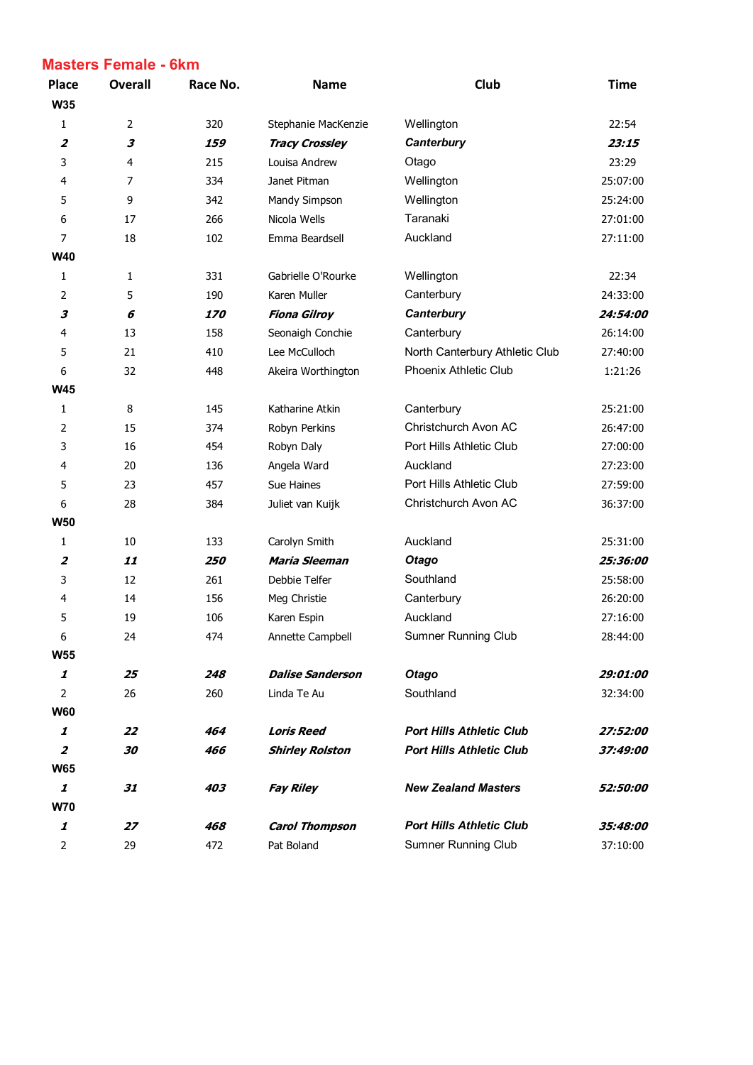## Masters Female - 6km

| Place | Overall | Race No. | Name | Club | Time |
|---|---|---|---|---|---|
| **W35** | | | | | |
| 1 | 2 | 320 | Stephanie MacKenzie | Wellington | 22:54 |
| ***2*** | ***3*** | ***159*** | ***Tracy Crossley*** | ***Canterbury*** | ***23:15*** |
| 3 | 4 | 215 | Louisa Andrew | Otago | 23:29 |
| 4 | 7 | 334 | Janet Pitman | Wellington | 25:07:00 |
| 5 | 9 | 342 | Mandy Simpson | Wellington | 25:24:00 |
| 6 | 17 | 266 | Nicola Wells | Taranaki | 27:01:00 |
| 7 | 18 | 102 | Emma Beardsell | Auckland | 27:11:00 |
| **W40** | | | | | |
| 1 | 1 | 331 | Gabrielle O'Rourke | Wellington | 22:34 |
| 2 | 5 | 190 | Karen Muller | Canterbury | 24:33:00 |
| ***3*** | ***6*** | ***170*** | ***Fiona Gilroy*** | ***Canterbury*** | ***24:54:00*** |
| 4 | 13 | 158 | Seonaigh Conchie | Canterbury | 26:14:00 |
| 5 | 21 | 410 | Lee McCulloch | North Canterbury Athletic Club | 27:40:00 |
| 6 | 32 | 448 | Akeira Worthington | Phoenix Athletic Club | 1:21:26 |
| **W45** | | | | | |
| 1 | 8 | 145 | Katharine Atkin | Canterbury | 25:21:00 |
| 2 | 15 | 374 | Robyn Perkins | Christchurch Avon AC | 26:47:00 |
| 3 | 16 | 454 | Robyn Daly | Port Hills Athletic Club | 27:00:00 |
| 4 | 20 | 136 | Angela Ward | Auckland | 27:23:00 |
| 5 | 23 | 457 | Sue Haines | Port Hills Athletic Club | 27:59:00 |
| 6 | 28 | 384 | Juliet van Kuijk | Christchurch Avon AC | 36:37:00 |
| **W50** | | | | | |
| 1 | 10 | 133 | Carolyn Smith | Auckland | 25:31:00 |
| ***2*** | ***11*** | ***250*** | ***Maria Sleeman*** | ***Otago*** | ***25:36:00*** |
| 3 | 12 | 261 | Debbie Telfer | Southland | 25:58:00 |
| 4 | 14 | 156 | Meg Christie | Canterbury | 26:20:00 |
| 5 | 19 | 106 | Karen Espin | Auckland | 27:16:00 |
| 6 | 24 | 474 | Annette Campbell | Sumner Running Club | 28:44:00 |
| **W55** | | | | | |
| ***1*** | ***25*** | ***248*** | ***Dalise Sanderson*** | ***Otago*** | ***29:01:00*** |
| 2 | 26 | 260 | Linda Te Au | Southland | 32:34:00 |
| **W60** | | | | | |
| ***1*** | ***22*** | ***464*** | ***Loris Reed*** | ***Port Hills Athletic Club*** | ***27:52:00*** |
| ***2*** | ***30*** | ***466*** | ***Shirley Rolston*** | ***Port Hills Athletic Club*** | ***37:49:00*** |
| **W65** | | | | | |
| ***1*** | ***31*** | ***403*** | ***Fay Riley*** | ***New Zealand Masters*** | ***52:50:00*** |
| **W70** | | | | | |
| ***1*** | ***27*** | ***468*** | ***Carol Thompson*** | ***Port Hills Athletic Club*** | ***35:48:00*** |
| 2 | 29 | 472 | Pat Boland | Sumner Running Club | 37:10:00 |